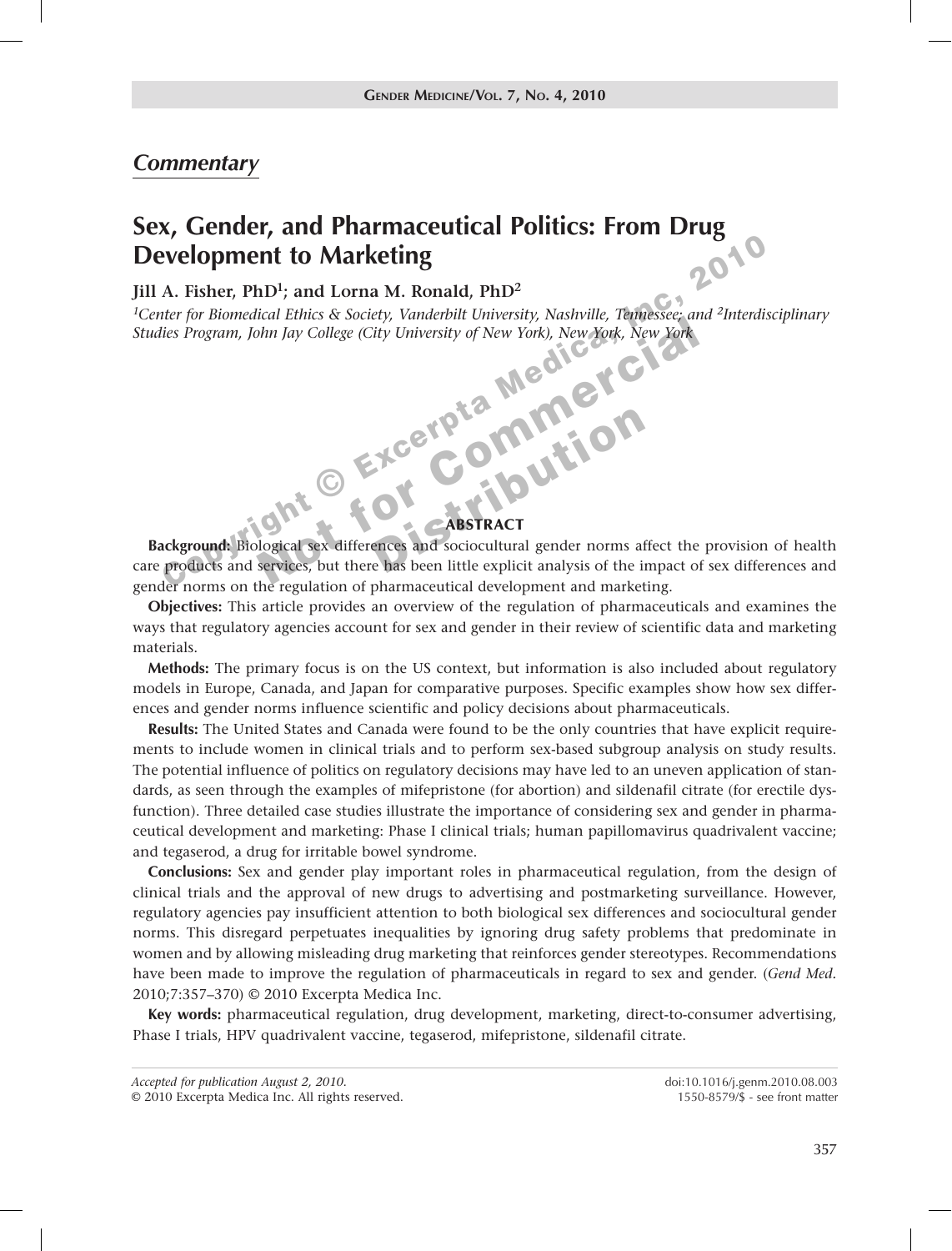## *Commentary*

# Sex, Gender, and Pharmaceutical Politics: From Drug Development to Marketing

**Jill A. Fisher, PhD[1]; and Lorna M. Ronald, PhD[2]**

*[1]Center for Biomedical Ethics & Society, Vanderbilt University, Nashville, Tennessee; and [2]Interdisciplinary Studies Program, John Jay College (City University of New York), New York, New York*

### ABSTRACT

**Background:** Biological sex differences and sociocultural gender norms affect the provision of health care products and services, but there has been little explicit analysis of the impact of sex differences and gender norms on the regulation of pharmaceutical development and marketing.

**Objectives:** This article provides an overview of the regulation of pharmaceuticals and examines the ways that regulatory agencies account for sex and gender in their review of scientific data and marketing materials.

**Methods:** The primary focus is on the US context, but information is also included about regulatory models in Europe, Canada, and Japan for comparative purposes. Specific examples show how sex differences and gender norms influence scientific and policy decisions about pharmaceuticals.

**Results:** The United States and Canada were found to be the only countries that have explicit requirements to include women in clinical trials and to perform sex-based subgroup analysis on study results. The potential influence of politics on regulatory decisions may have led to an uneven application of standards, as seen through the examples of mifepristone (for abortion) and sildenafil citrate (for erectile dysfunction). Three detailed case studies illustrate the importance of considering sex and gender in pharmaceutical development and marketing: Phase I clinical trials; human papillomavirus quadrivalent vaccine; and tegaserod, a drug for irritable bowel syndrome.

**Conclusions:** Sex and gender play important roles in pharmaceutical regulation, from the design of clinical trials and the approval of new drugs to advertising and postmarketing surveillance. However, regulatory agencies pay insufficient attention to both biological sex differences and sociocultural gender norms. This disregard perpetuates inequalities by ignoring drug safety problems that predominate in women and by allowing misleading drug marketing that reinforces gender stereotypes. Recommendations have been made to improve the regulation of pharmaceuticals in regard to sex and gender. (*Gend Med.* 2010;7:357–370) © 2010 Excerpta Medica Inc.

**Key words:** pharmaceutical regulation, drug development, marketing, direct-to-consumer advertising, Phase I trials, HPV quadrivalent vaccine, tegaserod, mifepristone, sildenafil citrate.

*Accepted for publication August 2, 2010.*
© 2010 Excerpta Medica Inc. All rights reserved.

doi:10.1016/j.genm.2010.08.003
1550-8579/$ - see front matter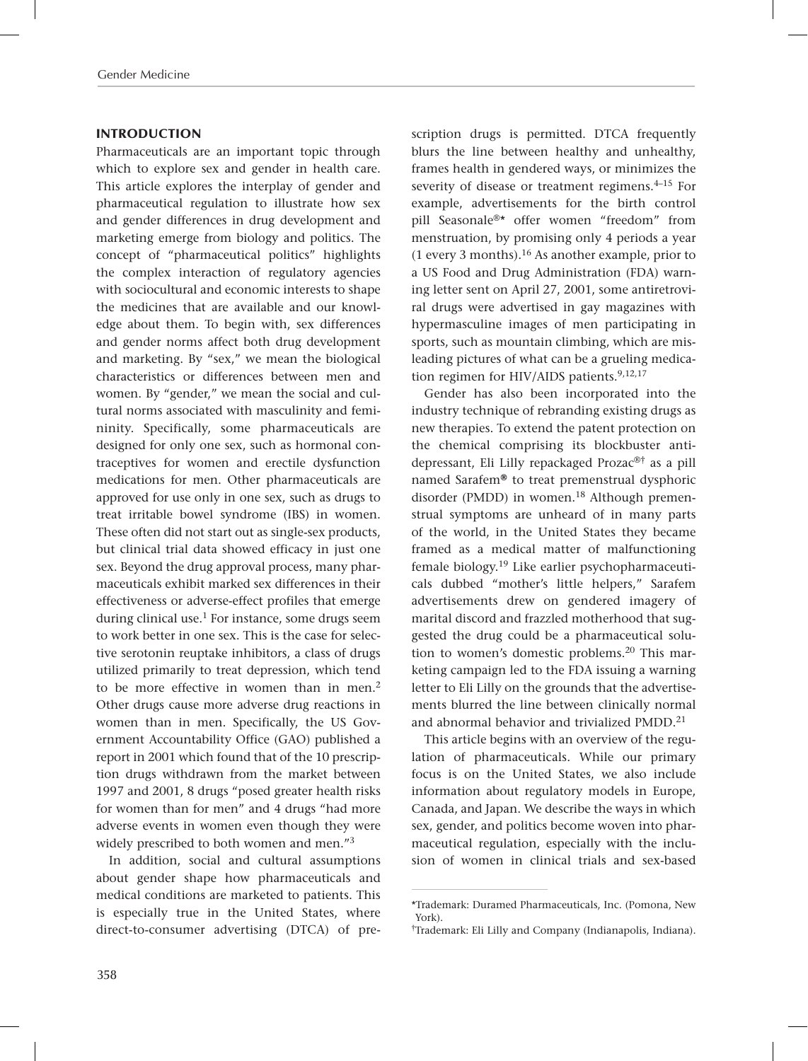## INTRODUCTION

Pharmaceuticals are an important topic through which to explore sex and gender in health care. This article explores the interplay of gender and pharmaceutical regulation to illustrate how sex and gender differences in drug development and marketing emerge from biology and politics. The concept of "pharmaceutical politics" highlights the complex interaction of regulatory agencies with sociocultural and economic interests to shape the medicines that are available and our knowledge about them. To begin with, sex differences and gender norms affect both drug development and marketing. By "sex," we mean the biological characteristics or differences between men and women. By "gender," we mean the social and cultural norms associated with masculinity and femininity. Specifically, some pharmaceuticals are designed for only one sex, such as hormonal contraceptives for women and erectile dysfunction medications for men. Other pharmaceuticals are approved for use only in one sex, such as drugs to treat irritable bowel syndrome (IBS) in women. These often did not start out as single-sex products, but clinical trial data showed efficacy in just one sex. Beyond the drug approval process, many pharmaceuticals exhibit marked sex differences in their effectiveness or adverse-effect profiles that emerge during clinical use.[1] For instance, some drugs seem to work better in one sex. This is the case for selective serotonin reuptake inhibitors, a class of drugs utilized primarily to treat depression, which tend to be more effective in women than in men.[2] Other drugs cause more adverse drug reactions in women than in men. Specifically, the US Government Accountability Office (GAO) published a report in 2001 which found that of the 10 prescription drugs withdrawn from the market between 1997 and 2001, 8 drugs "posed greater health risks for women than for men" and 4 drugs "had more adverse events in women even though they were widely prescribed to both women and men."[3]

In addition, social and cultural assumptions about gender shape how pharmaceuticals and medical conditions are marketed to patients. This is especially true in the United States, where direct-to-consumer advertising (DTCA) of prescription drugs is permitted. DTCA frequently blurs the line between healthy and unhealthy, frames health in gendered ways, or minimizes the severity of disease or treatment regimens.[4–15] For example, advertisements for the birth control pill Seasonale®* offer women "freedom" from menstruation, by promising only 4 periods a year (1 every 3 months).[16] As another example, prior to a US Food and Drug Administration (FDA) warning letter sent on April 27, 2001, some antiretroviral drugs were advertised in gay magazines with hypermasculine images of men participating in sports, such as mountain climbing, which are misleading pictures of what can be a grueling medication regimen for HIV/AIDS patients.[9,12,17]

Gender has also been incorporated into the industry technique of rebranding existing drugs as new therapies. To extend the patent protection on the chemical comprising its blockbuster antidepressant, Eli Lilly repackaged Prozac®† as a pill named Sarafem® to treat premenstrual dysphoric disorder (PMDD) in women.[18] Although premenstrual symptoms are unheard of in many parts of the world, in the United States they became framed as a medical matter of malfunctioning female biology.[19] Like earlier psychopharmaceuticals dubbed "mother's little helpers," Sarafem advertisements drew on gendered imagery of marital discord and frazzled motherhood that suggested the drug could be a pharmaceutical solution to women's domestic problems.[20] This marketing campaign led to the FDA issuing a warning letter to Eli Lilly on the grounds that the advertisements blurred the line between clinically normal and abnormal behavior and trivialized PMDD.[21]

This article begins with an overview of the regulation of pharmaceuticals. While our primary focus is on the United States, we also include information about regulatory models in Europe, Canada, and Japan. We describe the ways in which sex, gender, and politics become woven into pharmaceutical regulation, especially with the inclusion of women in clinical trials and sex-based

---

*Trademark: Duramed Pharmaceuticals, Inc. (Pomona, New York).

†Trademark: Eli Lilly and Company (Indianapolis, Indiana).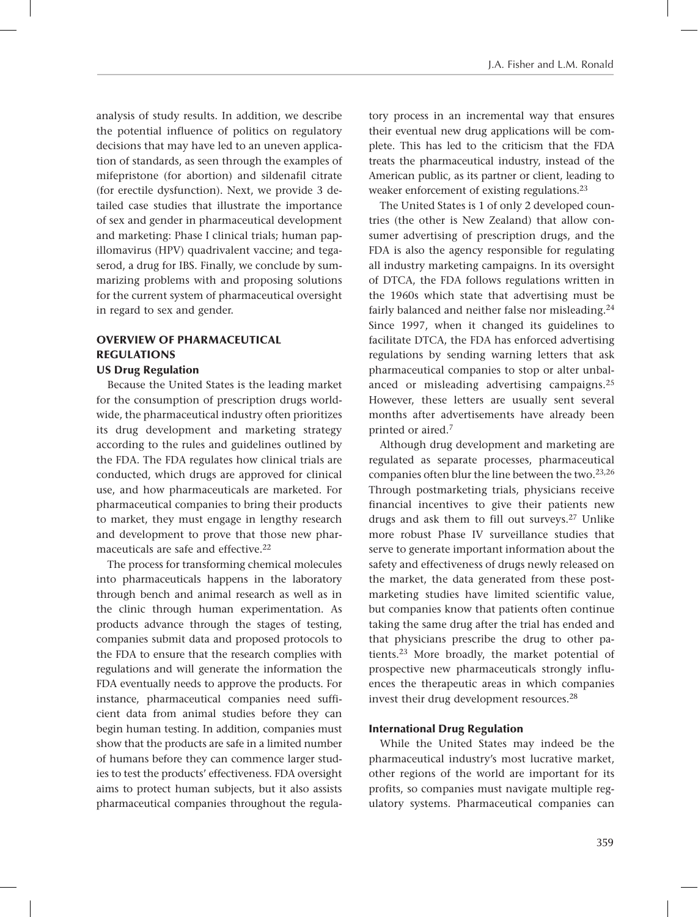analysis of study results. In addition, we describe the potential influence of politics on regulatory decisions that may have led to an uneven application of standards, as seen through the examples of mifepristone (for abortion) and sildenafil citrate (for erectile dysfunction). Next, we provide 3 detailed case studies that illustrate the importance of sex and gender in pharmaceutical development and marketing: Phase I clinical trials; human papillomavirus (HPV) quadrivalent vaccine; and tegaserod, a drug for IBS. Finally, we conclude by summarizing problems with and proposing solutions for the current system of pharmaceutical oversight in regard to sex and gender.

## OVERVIEW OF PHARMACEUTICAL REGULATIONS

### US Drug Regulation

Because the United States is the leading market for the consumption of prescription drugs worldwide, the pharmaceutical industry often prioritizes its drug development and marketing strategy according to the rules and guidelines outlined by the FDA. The FDA regulates how clinical trials are conducted, which drugs are approved for clinical use, and how pharmaceuticals are marketed. For pharmaceutical companies to bring their products to market, they must engage in lengthy research and development to prove that those new pharmaceuticals are safe and effective.[22]

The process for transforming chemical molecules into pharmaceuticals happens in the laboratory through bench and animal research as well as in the clinic through human experimentation. As products advance through the stages of testing, companies submit data and proposed protocols to the FDA to ensure that the research complies with regulations and will generate the information the FDA eventually needs to approve the products. For instance, pharmaceutical companies need sufficient data from animal studies before they can begin human testing. In addition, companies must show that the products are safe in a limited number of humans before they can commence larger studies to test the products' effectiveness. FDA oversight aims to protect human subjects, but it also assists pharmaceutical companies throughout the regulatory process in an incremental way that ensures their eventual new drug applications will be complete. This has led to the criticism that the FDA treats the pharmaceutical industry, instead of the American public, as its partner or client, leading to weaker enforcement of existing regulations.[23]

The United States is 1 of only 2 developed countries (the other is New Zealand) that allow consumer advertising of prescription drugs, and the FDA is also the agency responsible for regulating all industry marketing campaigns. In its oversight of DTCA, the FDA follows regulations written in the 1960s which state that advertising must be fairly balanced and neither false nor misleading.[24] Since 1997, when it changed its guidelines to facilitate DTCA, the FDA has enforced advertising regulations by sending warning letters that ask pharmaceutical companies to stop or alter unbalanced or misleading advertising campaigns.[25] However, these letters are usually sent several months after advertisements have already been printed or aired.[7]

Although drug development and marketing are regulated as separate processes, pharmaceutical companies often blur the line between the two.[23,26] Through postmarketing trials, physicians receive financial incentives to give their patients new drugs and ask them to fill out surveys.[27] Unlike more robust Phase IV surveillance studies that serve to generate important information about the safety and effectiveness of drugs newly released on the market, the data generated from these postmarketing studies have limited scientific value, but companies know that patients often continue taking the same drug after the trial has ended and that physicians prescribe the drug to other patients.[23] More broadly, the market potential of prospective new pharmaceuticals strongly influences the therapeutic areas in which companies invest their drug development resources.[28]

### International Drug Regulation

While the United States may indeed be the pharmaceutical industry's most lucrative market, other regions of the world are important for its profits, so companies must navigate multiple regulatory systems. Pharmaceutical companies can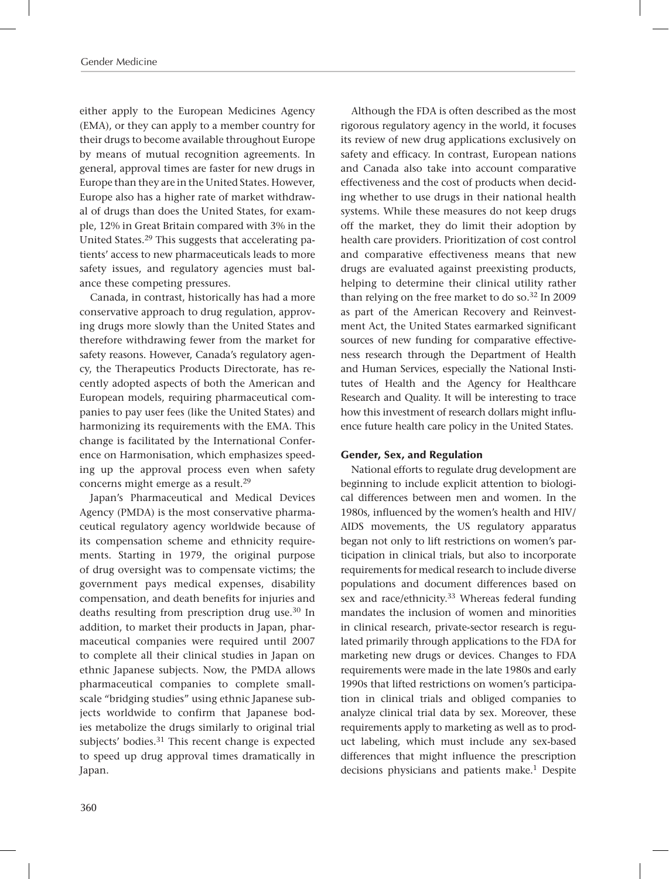either apply to the European Medicines Agency (EMA), or they can apply to a member country for their drugs to become available throughout Europe by means of mutual recognition agreements. In general, approval times are faster for new drugs in Europe than they are in the United States. However, Europe also has a higher rate of market withdrawal of drugs than does the United States, for example, 12% in Great Britain compared with 3% in the United States.[29] This suggests that accelerating patients' access to new pharmaceuticals leads to more safety issues, and regulatory agencies must balance these competing pressures.

Canada, in contrast, historically has had a more conservative approach to drug regulation, approving drugs more slowly than the United States and therefore withdrawing fewer from the market for safety reasons. However, Canada's regulatory agency, the Therapeutics Products Directorate, has recently adopted aspects of both the American and European models, requiring pharmaceutical companies to pay user fees (like the United States) and harmonizing its requirements with the EMA. This change is facilitated by the International Conference on Harmonisation, which emphasizes speeding up the approval process even when safety concerns might emerge as a result.[29]

Japan's Pharmaceutical and Medical Devices Agency (PMDA) is the most conservative pharmaceutical regulatory agency worldwide because of its compensation scheme and ethnicity requirements. Starting in 1979, the original purpose of drug oversight was to compensate victims; the government pays medical expenses, disability compensation, and death benefits for injuries and deaths resulting from prescription drug use.[30] In addition, to market their products in Japan, pharmaceutical companies were required until 2007 to complete all their clinical studies in Japan on ethnic Japanese subjects. Now, the PMDA allows pharmaceutical companies to complete small-scale "bridging studies" using ethnic Japanese subjects worldwide to confirm that Japanese bodies metabolize the drugs similarly to original trial subjects' bodies.[31] This recent change is expected to speed up drug approval times dramatically in Japan.

Although the FDA is often described as the most rigorous regulatory agency in the world, it focuses its review of new drug applications exclusively on safety and efficacy. In contrast, European nations and Canada also take into account comparative effectiveness and the cost of products when deciding whether to use drugs in their national health systems. While these measures do not keep drugs off the market, they do limit their adoption by health care providers. Prioritization of cost control and comparative effectiveness means that new drugs are evaluated against preexisting products, helping to determine their clinical utility rather than relying on the free market to do so.[32] In 2009 as part of the American Recovery and Reinvestment Act, the United States earmarked significant sources of new funding for comparative effectiveness research through the Department of Health and Human Services, especially the National Institutes of Health and the Agency for Healthcare Research and Quality. It will be interesting to trace how this investment of research dollars might influence future health care policy in the United States.

## Gender, Sex, and Regulation

National efforts to regulate drug development are beginning to include explicit attention to biological differences between men and women. In the 1980s, influenced by the women's health and HIV/AIDS movements, the US regulatory apparatus began not only to lift restrictions on women's participation in clinical trials, but also to incorporate requirements for medical research to include diverse populations and document differences based on sex and race/ethnicity.[33] Whereas federal funding mandates the inclusion of women and minorities in clinical research, private-sector research is regulated primarily through applications to the FDA for marketing new drugs or devices. Changes to FDA requirements were made in the late 1980s and early 1990s that lifted restrictions on women's participation in clinical trials and obliged companies to analyze clinical trial data by sex. Moreover, these requirements apply to marketing as well as to product labeling, which must include any sex-based differences that might influence the prescription decisions physicians and patients make.[1] Despite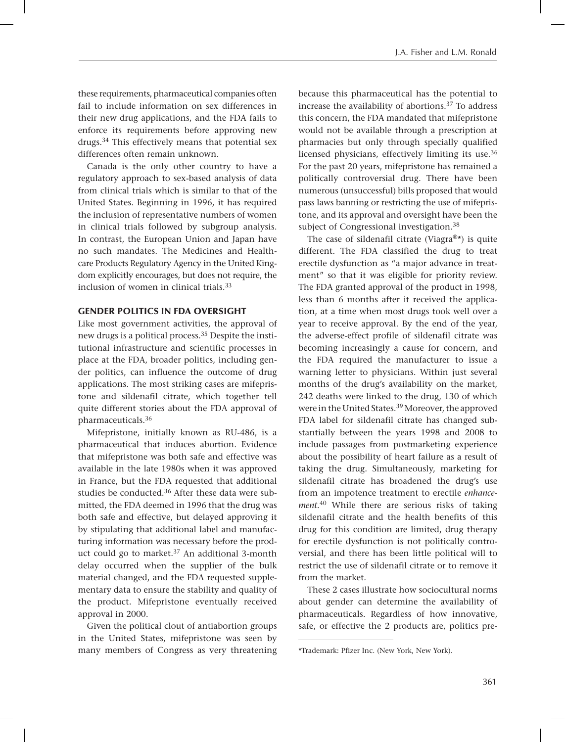these requirements, pharmaceutical companies often fail to include information on sex differences in their new drug applications, and the FDA fails to enforce its requirements before approving new drugs.[34] This effectively means that potential sex differences often remain unknown.

Canada is the only other country to have a regulatory approach to sex-based analysis of data from clinical trials which is similar to that of the United States. Beginning in 1996, it has required the inclusion of representative numbers of women in clinical trials followed by subgroup analysis. In contrast, the European Union and Japan have no such mandates. The Medicines and Healthcare Products Regulatory Agency in the United Kingdom explicitly encourages, but does not require, the inclusion of women in clinical trials.[33]

## GENDER POLITICS IN FDA OVERSIGHT

Like most government activities, the approval of new drugs is a political process.[35] Despite the institutional infrastructure and scientific processes in place at the FDA, broader politics, including gender politics, can influence the outcome of drug applications. The most striking cases are mifepristone and sildenafil citrate, which together tell quite different stories about the FDA approval of pharmaceuticals.[36]

Mifepristone, initially known as RU-486, is a pharmaceutical that induces abortion. Evidence that mifepristone was both safe and effective was available in the late 1980s when it was approved in France, but the FDA requested that additional studies be conducted.[36] After these data were submitted, the FDA deemed in 1996 that the drug was both safe and effective, but delayed approving it by stipulating that additional label and manufacturing information was necessary before the product could go to market.[37] An additional 3-month delay occurred when the supplier of the bulk material changed, and the FDA requested supplementary data to ensure the stability and quality of the product. Mifepristone eventually received approval in 2000.

Given the political clout of antiabortion groups in the United States, mifepristone was seen by many members of Congress as very threatening because this pharmaceutical has the potential to increase the availability of abortions.[37] To address this concern, the FDA mandated that mifepristone would not be available through a prescription at pharmacies but only through specially qualified licensed physicians, effectively limiting its use.[36] For the past 20 years, mifepristone has remained a politically controversial drug. There have been numerous (unsuccessful) bills proposed that would pass laws banning or restricting the use of mifepristone, and its approval and oversight have been the subject of Congressional investigation.[38]

The case of sildenafil citrate (Viagra®*) is quite different. The FDA classified the drug to treat erectile dysfunction as "a major advance in treatment" so that it was eligible for priority review. The FDA granted approval of the product in 1998, less than 6 months after it received the application, at a time when most drugs took well over a year to receive approval. By the end of the year, the adverse-effect profile of sildenafil citrate was becoming increasingly a cause for concern, and the FDA required the manufacturer to issue a warning letter to physicians. Within just several months of the drug's availability on the market, 242 deaths were linked to the drug, 130 of which were in the United States.[39] Moreover, the approved FDA label for sildenafil citrate has changed substantially between the years 1998 and 2008 to include passages from postmarketing experience about the possibility of heart failure as a result of taking the drug. Simultaneously, marketing for sildenafil citrate has broadened the drug's use from an impotence treatment to erectile *enhancement*.[40] While there are serious risks of taking sildenafil citrate and the health benefits of this drug for this condition are limited, drug therapy for erectile dysfunction is not politically controversial, and there has been little political will to restrict the use of sildenafil citrate or to remove it from the market.

These 2 cases illustrate how sociocultural norms about gender can determine the availability of pharmaceuticals. Regardless of how innovative, safe, or effective the 2 products are, politics pre-

*Trademark: Pfizer Inc. (New York, New York).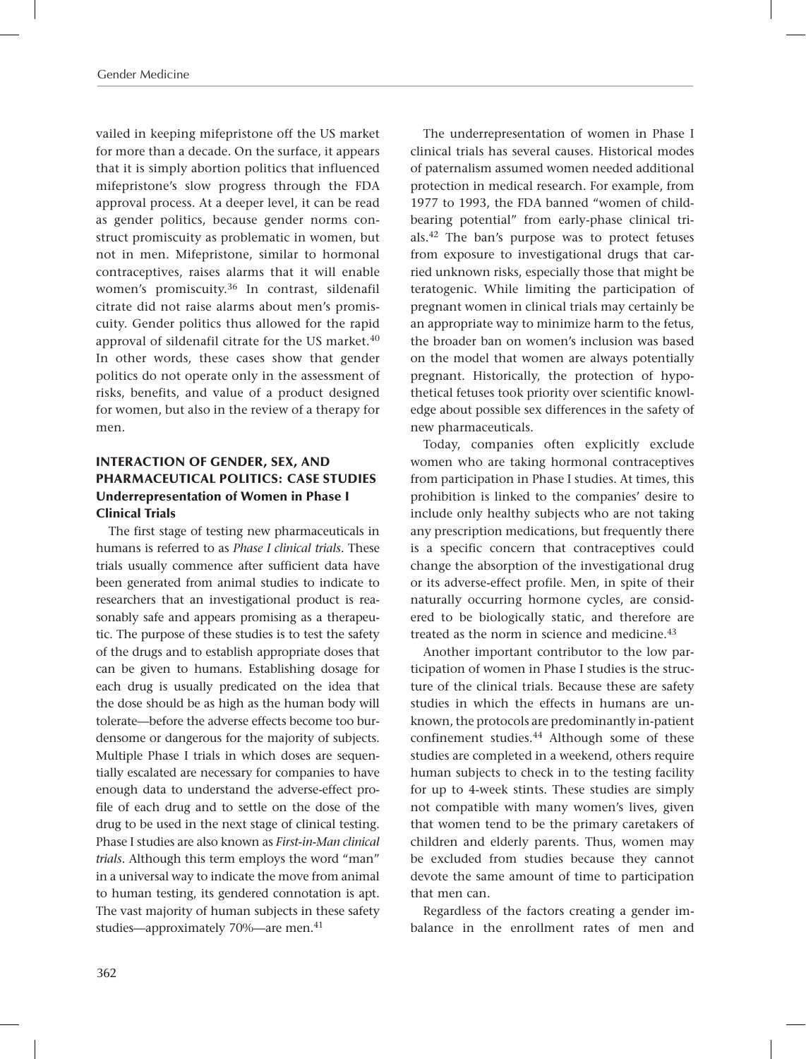vailed in keeping mifepristone off the US market for more than a decade. On the surface, it appears that it is simply abortion politics that influenced mifepristone's slow progress through the FDA approval process. At a deeper level, it can be read as gender politics, because gender norms construct promiscuity as problematic in women, but not in men. Mifepristone, similar to hormonal contraceptives, raises alarms that it will enable women's promiscuity.[36] In contrast, sildenafil citrate did not raise alarms about men's promiscuity. Gender politics thus allowed for the rapid approval of sildenafil citrate for the US market.[40] In other words, these cases show that gender politics do not operate only in the assessment of risks, benefits, and value of a product designed for women, but also in the review of a therapy for men.

## INTERACTION OF GENDER, SEX, AND PHARMACEUTICAL POLITICS: CASE STUDIES

### Underrepresentation of Women in Phase I Clinical Trials

The first stage of testing new pharmaceuticals in humans is referred to as *Phase I clinical trials*. These trials usually commence after sufficient data have been generated from animal studies to indicate to researchers that an investigational product is reasonably safe and appears promising as a therapeutic. The purpose of these studies is to test the safety of the drugs and to establish appropriate doses that can be given to humans. Establishing dosage for each drug is usually predicated on the idea that the dose should be as high as the human body will tolerate—before the adverse effects become too burdensome or dangerous for the majority of subjects. Multiple Phase I trials in which doses are sequentially escalated are necessary for companies to have enough data to understand the adverse-effect profile of each drug and to settle on the dose of the drug to be used in the next stage of clinical testing. Phase I studies are also known as *First-in-Man clinical trials*. Although this term employs the word "man" in a universal way to indicate the move from animal to human testing, its gendered connotation is apt. The vast majority of human subjects in these safety studies—approximately 70%—are men.[41]

The underrepresentation of women in Phase I clinical trials has several causes. Historical modes of paternalism assumed women needed additional protection in medical research. For example, from 1977 to 1993, the FDA banned "women of childbearing potential" from early-phase clinical trials.[42] The ban's purpose was to protect fetuses from exposure to investigational drugs that carried unknown risks, especially those that might be teratogenic. While limiting the participation of pregnant women in clinical trials may certainly be an appropriate way to minimize harm to the fetus, the broader ban on women's inclusion was based on the model that women are always potentially pregnant. Historically, the protection of hypothetical fetuses took priority over scientific knowledge about possible sex differences in the safety of new pharmaceuticals.

Today, companies often explicitly exclude women who are taking hormonal contraceptives from participation in Phase I studies. At times, this prohibition is linked to the companies' desire to include only healthy subjects who are not taking any prescription medications, but frequently there is a specific concern that contraceptives could change the absorption of the investigational drug or its adverse-effect profile. Men, in spite of their naturally occurring hormone cycles, are considered to be biologically static, and therefore are treated as the norm in science and medicine.[43]

Another important contributor to the low participation of women in Phase I studies is the structure of the clinical trials. Because these are safety studies in which the effects in humans are unknown, the protocols are predominantly in-patient confinement studies.[44] Although some of these studies are completed in a weekend, others require human subjects to check in to the testing facility for up to 4-week stints. These studies are simply not compatible with many women's lives, given that women tend to be the primary caretakers of children and elderly parents. Thus, women may be excluded from studies because they cannot devote the same amount of time to participation that men can.

Regardless of the factors creating a gender imbalance in the enrollment rates of men and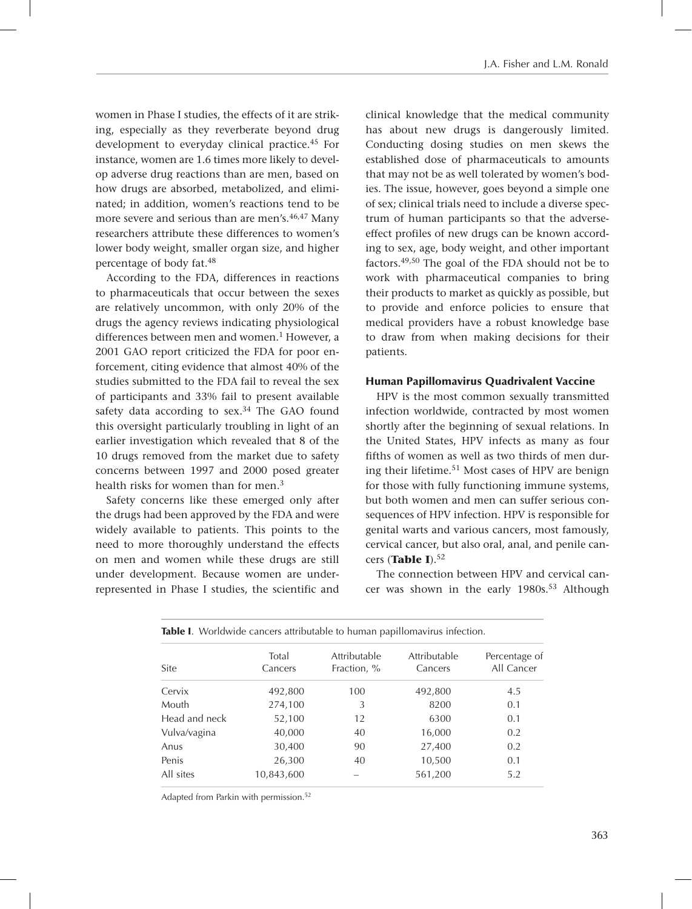women in Phase I studies, the effects of it are striking, especially as they reverberate beyond drug development to everyday clinical practice.[45] For instance, women are 1.6 times more likely to develop adverse drug reactions than are men, based on how drugs are absorbed, metabolized, and eliminated; in addition, women's reactions tend to be more severe and serious than are men's.[46,47] Many researchers attribute these differences to women's lower body weight, smaller organ size, and higher percentage of body fat.[48]

According to the FDA, differences in reactions to pharmaceuticals that occur between the sexes are relatively uncommon, with only 20% of the drugs the agency reviews indicating physiological differences between men and women.[1] However, a 2001 GAO report criticized the FDA for poor enforcement, citing evidence that almost 40% of the studies submitted to the FDA fail to reveal the sex of participants and 33% fail to present available safety data according to sex.[34] The GAO found this oversight particularly troubling in light of an earlier investigation which revealed that 8 of the 10 drugs removed from the market due to safety concerns between 1997 and 2000 posed greater health risks for women than for men.[3]

Safety concerns like these emerged only after the drugs had been approved by the FDA and were widely available to patients. This points to the need to more thoroughly understand the effects on men and women while these drugs are still under development. Because women are underrepresented in Phase I studies, the scientific and clinical knowledge that the medical community has about new drugs is dangerously limited. Conducting dosing studies on men skews the established dose of pharmaceuticals to amounts that may not be as well tolerated by women's bodies. The issue, however, goes beyond a simple one of sex; clinical trials need to include a diverse spectrum of human participants so that the adverse-effect profiles of new drugs can be known according to sex, age, body weight, and other important factors.[49,50] The goal of the FDA should not be to work with pharmaceutical companies to bring their products to market as quickly as possible, but to provide and enforce policies to ensure that medical providers have a robust knowledge base to draw from when making decisions for their patients.

### Human Papillomavirus Quadrivalent Vaccine

HPV is the most common sexually transmitted infection worldwide, contracted by most women shortly after the beginning of sexual relations. In the United States, HPV infects as many as four fifths of women as well as two thirds of men during their lifetime.[51] Most cases of HPV are benign for those with fully functioning immune systems, but both women and men can suffer serious consequences of HPV infection. HPV is responsible for genital warts and various cancers, most famously, cervical cancer, but also oral, anal, and penile cancers (**Table I**).[52]

The connection between HPV and cervical cancer was shown in the early 1980s.[53] Although

**Table I**. Worldwide cancers attributable to human papillomavirus infection.

| Site | Total Cancers | Attributable Fraction, % | Attributable Cancers | Percentage of All Cancer |
|---|---|---|---|---|
| Cervix | 492,800 | 100 | 492,800 | 4.5 |
| Mouth | 274,100 | 3 | 8200 | 0.1 |
| Head and neck | 52,100 | 12 | 6300 | 0.1 |
| Vulva/vagina | 40,000 | 40 | 16,000 | 0.2 |
| Anus | 30,400 | 90 | 27,400 | 0.2 |
| Penis | 26,300 | 40 | 10,500 | 0.1 |
| All sites | 10,843,600 | – | 561,200 | 5.2 |

Adapted from Parkin with permission.[52]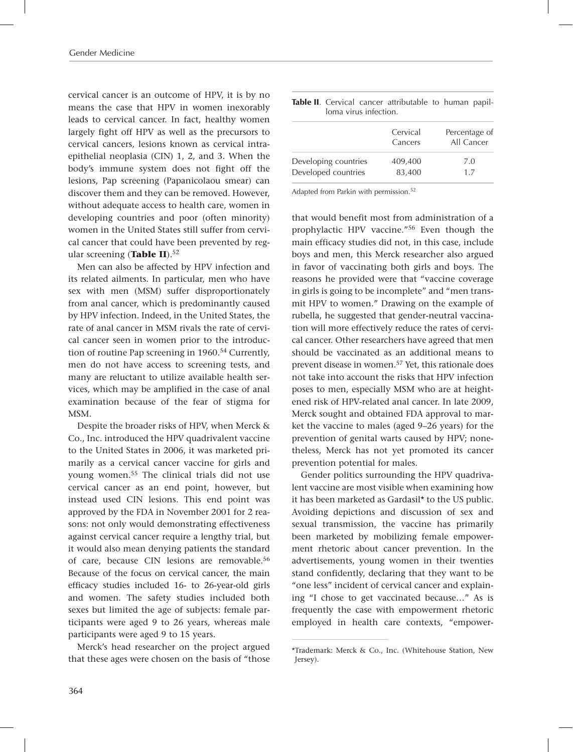cervical cancer is an outcome of HPV, it is by no means the case that HPV in women inexorably leads to cervical cancer. In fact, healthy women largely fight off HPV as well as the precursors to cervical cancers, lesions known as cervical intraepithelial neoplasia (CIN) 1, 2, and 3. When the body's immune system does not fight off the lesions, Pap screening (Papanicolaou smear) can discover them and they can be removed. However, without adequate access to health care, women in developing countries and poor (often minority) women in the United States still suffer from cervical cancer that could have been prevented by regular screening (**Table II**).[52]

**Table II**. Cervical cancer attributable to human papilloma virus infection.

| | Cervical Cancers | Percentage of All Cancer |
|---|---|---|
| Developing countries | 409,400 | 7.0 |
| Developed countries | 83,400 | 1.7 |

Adapted from Parkin with permission.[52]

Men can also be affected by HPV infection and its related ailments. In particular, men who have sex with men (MSM) suffer disproportionately from anal cancer, which is predominantly caused by HPV infection. Indeed, in the United States, the rate of anal cancer in MSM rivals the rate of cervical cancer seen in women prior to the introduction of routine Pap screening in 1960.[54] Currently, men do not have access to screening tests, and many are reluctant to utilize available health services, which may be amplified in the case of anal examination because of the fear of stigma for MSM.

Despite the broader risks of HPV, when Merck & Co., Inc. introduced the HPV quadrivalent vaccine to the United States in 2006, it was marketed primarily as a cervical cancer vaccine for girls and young women.[55] The clinical trials did not use cervical cancer as an end point, however, but instead used CIN lesions. This end point was approved by the FDA in November 2001 for 2 reasons: not only would demonstrating effectiveness against cervical cancer require a lengthy trial, but it would also mean denying patients the standard of care, because CIN lesions are removable.[56] Because of the focus on cervical cancer, the main efficacy studies included 16- to 26-year-old girls and women. The safety studies included both sexes but limited the age of subjects: female participants were aged 9 to 26 years, whereas male participants were aged 9 to 15 years.

Merck's head researcher on the project argued that these ages were chosen on the basis of "those that would benefit most from administration of a prophylactic HPV vaccine."[56] Even though the main efficacy studies did not, in this case, include boys and men, this Merck researcher also argued in favor of vaccinating both girls and boys. The reasons he provided were that "vaccine coverage in girls is going to be incomplete" and "men transmit HPV to women." Drawing on the example of rubella, he suggested that gender-neutral vaccination will more effectively reduce the rates of cervical cancer. Other researchers have agreed that men should be vaccinated as an additional means to prevent disease in women.[57] Yet, this rationale does not take into account the risks that HPV infection poses to men, especially MSM who are at heightened risk of HPV-related anal cancer. In late 2009, Merck sought and obtained FDA approval to market the vaccine to males (aged 9–26 years) for the prevention of genital warts caused by HPV; nonetheless, Merck has not yet promoted its cancer prevention potential for males.

Gender politics surrounding the HPV quadrivalent vaccine are most visible when examining how it has been marketed as Gardasil* to the US public. Avoiding depictions and discussion of sex and sexual transmission, the vaccine has primarily been marketed by mobilizing female empowerment rhetoric about cancer prevention. In the advertisements, young women in their twenties stand confidently, declaring that they want to be "one less" incident of cervical cancer and explaining "I chose to get vaccinated because…" As is frequently the case with empowerment rhetoric employed in health care contexts, "empower-

*Trademark: Merck & Co., Inc. (Whitehouse Station, New Jersey).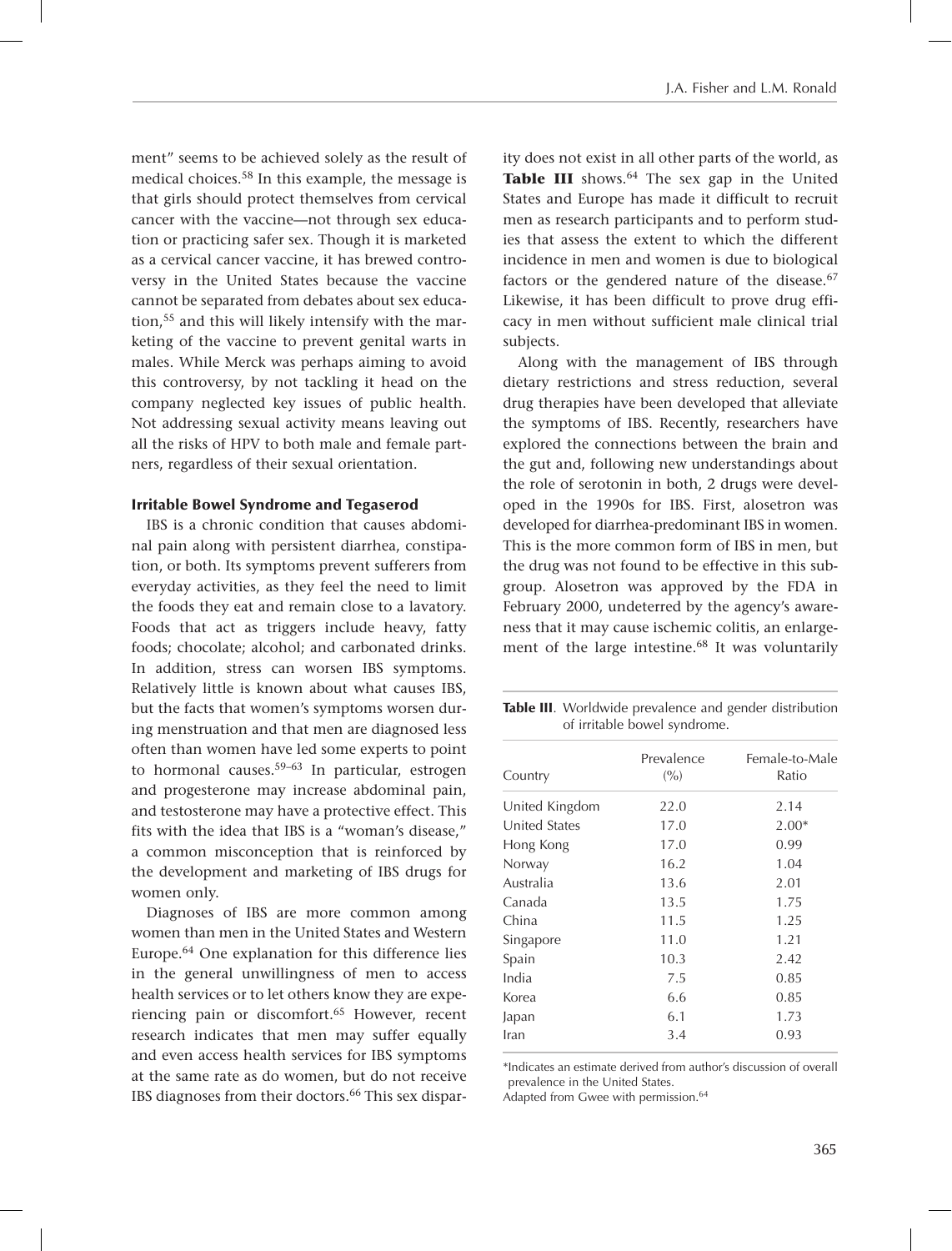ment" seems to be achieved solely as the result of medical choices.[58] In this example, the message is that girls should protect themselves from cervical cancer with the vaccine—not through sex education or practicing safer sex. Though it is marketed as a cervical cancer vaccine, it has brewed controversy in the United States because the vaccine cannot be separated from debates about sex education,[55] and this will likely intensify with the marketing of the vaccine to prevent genital warts in males. While Merck was perhaps aiming to avoid this controversy, by not tackling it head on the company neglected key issues of public health. Not addressing sexual activity means leaving out all the risks of HPV to both male and female partners, regardless of their sexual orientation.

### Irritable Bowel Syndrome and Tegaserod

IBS is a chronic condition that causes abdominal pain along with persistent diarrhea, constipation, or both. Its symptoms prevent sufferers from everyday activities, as they feel the need to limit the foods they eat and remain close to a lavatory. Foods that act as triggers include heavy, fatty foods; chocolate; alcohol; and carbonated drinks. In addition, stress can worsen IBS symptoms. Relatively little is known about what causes IBS, but the facts that women's symptoms worsen during menstruation and that men are diagnosed less often than women have led some experts to point to hormonal causes.[59–63] In particular, estrogen and progesterone may increase abdominal pain, and testosterone may have a protective effect. This fits with the idea that IBS is a "woman's disease," a common misconception that is reinforced by the development and marketing of IBS drugs for women only.

Diagnoses of IBS are more common among women than men in the United States and Western Europe.[64] One explanation for this difference lies in the general unwillingness of men to access health services or to let others know they are experiencing pain or discomfort.[65] However, recent research indicates that men may suffer equally and even access health services for IBS symptoms at the same rate as do women, but do not receive IBS diagnoses from their doctors.[66] This sex disparity does not exist in all other parts of the world, as **Table III** shows.[64] The sex gap in the United States and Europe has made it difficult to recruit men as research participants and to perform studies that assess the extent to which the different incidence in men and women is due to biological factors or the gendered nature of the disease.[67] Likewise, it has been difficult to prove drug efficacy in men without sufficient male clinical trial subjects.

Along with the management of IBS through dietary restrictions and stress reduction, several drug therapies have been developed that alleviate the symptoms of IBS. Recently, researchers have explored the connections between the brain and the gut and, following new understandings about the role of serotonin in both, 2 drugs were developed in the 1990s for IBS. First, alosetron was developed for diarrhea-predominant IBS in women. This is the more common form of IBS in men, but the drug was not found to be effective in this subgroup. Alosetron was approved by the FDA in February 2000, undeterred by the agency's awareness that it may cause ischemic colitis, an enlargement of the large intestine.[68] It was voluntarily

**Table III**. Worldwide prevalence and gender distribution of irritable bowel syndrome.

| Country | Prevalence (%) | Female-to-Male Ratio |
|---|---|---|
| United Kingdom | 22.0 | 2.14 |
| United States | 17.0 | 2.00* |
| Hong Kong | 17.0 | 0.99 |
| Norway | 16.2 | 1.04 |
| Australia | 13.6 | 2.01 |
| Canada | 13.5 | 1.75 |
| China | 11.5 | 1.25 |
| Singapore | 11.0 | 1.21 |
| Spain | 10.3 | 2.42 |
| India | 7.5 | 0.85 |
| Korea | 6.6 | 0.85 |
| Japan | 6.1 | 1.73 |
| Iran | 3.4 | 0.93 |

*Indicates an estimate derived from author's discussion of overall prevalence in the United States.
Adapted from Gwee with permission.[64]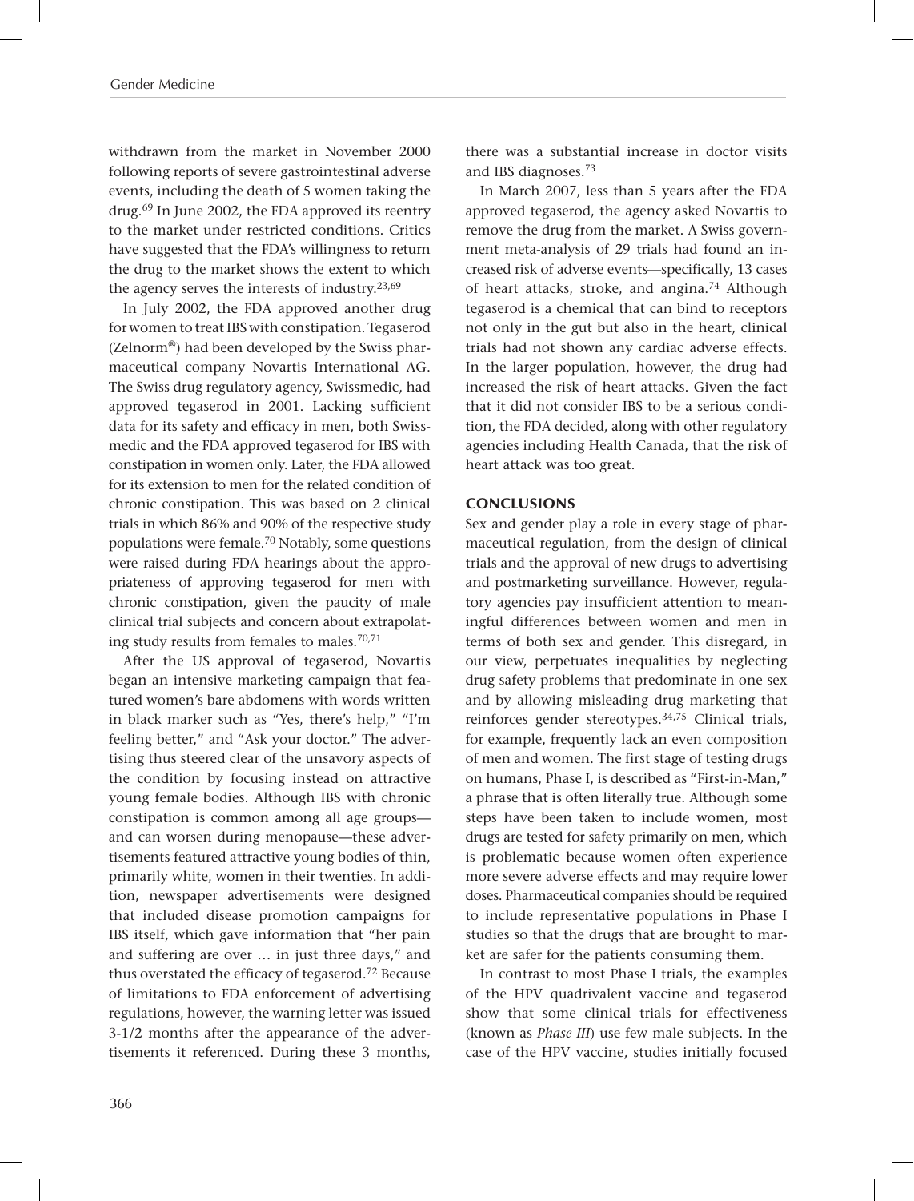withdrawn from the market in November 2000 following reports of severe gastrointestinal adverse events, including the death of 5 women taking the drug.[69] In June 2002, the FDA approved its reentry to the market under restricted conditions. Critics have suggested that the FDA's willingness to return the drug to the market shows the extent to which the agency serves the interests of industry.[23,69]

In July 2002, the FDA approved another drug for women to treat IBS with constipation. Tegaserod (Zelnorm®) had been developed by the Swiss pharmaceutical company Novartis International AG. The Swiss drug regulatory agency, Swissmedic, had approved tegaserod in 2001. Lacking sufficient data for its safety and efficacy in men, both Swissmedic and the FDA approved tegaserod for IBS with constipation in women only. Later, the FDA allowed for its extension to men for the related condition of chronic constipation. This was based on 2 clinical trials in which 86% and 90% of the respective study populations were female.[70] Notably, some questions were raised during FDA hearings about the appropriateness of approving tegaserod for men with chronic constipation, given the paucity of male clinical trial subjects and concern about extrapolating study results from females to males.[70,71]

After the US approval of tegaserod, Novartis began an intensive marketing campaign that featured women's bare abdomens with words written in black marker such as "Yes, there's help," "I'm feeling better," and "Ask your doctor." The advertising thus steered clear of the unsavory aspects of the condition by focusing instead on attractive young female bodies. Although IBS with chronic constipation is common among all age groups—and can worsen during menopause—these advertisements featured attractive young bodies of thin, primarily white, women in their twenties. In addition, newspaper advertisements were designed that included disease promotion campaigns for IBS itself, which gave information that "her pain and suffering are over … in just three days," and thus overstated the efficacy of tegaserod.[72] Because of limitations to FDA enforcement of advertising regulations, however, the warning letter was issued 3-1/2 months after the appearance of the advertisements it referenced. During these 3 months, there was a substantial increase in doctor visits and IBS diagnoses.[73]

In March 2007, less than 5 years after the FDA approved tegaserod, the agency asked Novartis to remove the drug from the market. A Swiss government meta-analysis of 29 trials had found an increased risk of adverse events—specifically, 13 cases of heart attacks, stroke, and angina.[74] Although tegaserod is a chemical that can bind to receptors not only in the gut but also in the heart, clinical trials had not shown any cardiac adverse effects. In the larger population, however, the drug had increased the risk of heart attacks. Given the fact that it did not consider IBS to be a serious condition, the FDA decided, along with other regulatory agencies including Health Canada, that the risk of heart attack was too great.

## CONCLUSIONS

Sex and gender play a role in every stage of pharmaceutical regulation, from the design of clinical trials and the approval of new drugs to advertising and postmarketing surveillance. However, regulatory agencies pay insufficient attention to meaningful differences between women and men in terms of both sex and gender. This disregard, in our view, perpetuates inequalities by neglecting drug safety problems that predominate in one sex and by allowing misleading drug marketing that reinforces gender stereotypes.[34,75] Clinical trials, for example, frequently lack an even composition of men and women. The first stage of testing drugs on humans, Phase I, is described as "First-in-Man," a phrase that is often literally true. Although some steps have been taken to include women, most drugs are tested for safety primarily on men, which is problematic because women often experience more severe adverse effects and may require lower doses. Pharmaceutical companies should be required to include representative populations in Phase I studies so that the drugs that are brought to market are safer for the patients consuming them.

In contrast to most Phase I trials, the examples of the HPV quadrivalent vaccine and tegaserod show that some clinical trials for effectiveness (known as *Phase III*) use few male subjects. In the case of the HPV vaccine, studies initially focused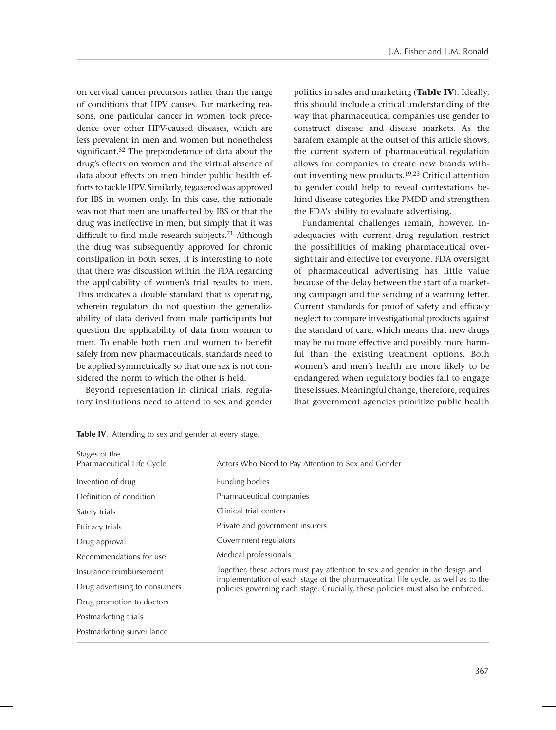on cervical cancer precursors rather than the range of conditions that HPV causes. For marketing reasons, one particular cancer in women took precedence over other HPV-caused diseases, which are less prevalent in men and women but nonetheless significant.[52] The preponderance of data about the drug's effects on women and the virtual absence of data about effects on men hinder public health efforts to tackle HPV. Similarly, tegaserod was approved for IBS in women only. In this case, the rationale was not that men are unaffected by IBS or that the drug was ineffective in men, but simply that it was difficult to find male research subjects.[71] Although the drug was subsequently approved for chronic constipation in both sexes, it is interesting to note that there was discussion within the FDA regarding the applicability of women's trial results to men. This indicates a double standard that is operating, wherein regulators do not question the generalizability of data derived from male participants but question the applicability of data from women to men. To enable both men and women to benefit safely from new pharmaceuticals, standards need to be applied symmetrically so that one sex is not considered the norm to which the other is held.

Beyond representation in clinical trials, regulatory institutions need to attend to sex and gender politics in sales and marketing (**Table IV**). Ideally, this should include a critical understanding of the way that pharmaceutical companies use gender to construct disease and disease markets. As the Sarafem example at the outset of this article shows, the current system of pharmaceutical regulation allows for companies to create new brands without inventing new products.[19,23] Critical attention to gender could help to reveal contestations behind disease categories like PMDD and strengthen the FDA's ability to evaluate advertising.

Fundamental challenges remain, however. Inadequacies with current drug regulation restrict the possibilities of making pharmaceutical oversight fair and effective for everyone. FDA oversight of pharmaceutical advertising has little value because of the delay between the start of a marketing campaign and the sending of a warning letter. Current standards for proof of safety and efficacy neglect to compare investigational products against the standard of care, which means that new drugs may be no more effective and possibly more harmful than the existing treatment options. Both women's and men's health are more likely to be endangered when regulatory bodies fail to engage these issues. Meaningful change, therefore, requires that government agencies prioritize public health

**Table IV**. Attending to sex and gender at every stage.

| Stages of the Pharmaceutical Life Cycle | Actors Who Need to Pay Attention to Sex and Gender |
|---|---|
| Invention of drug | Funding bodies |
| Definition of condition | Pharmaceutical companies |
| Safety trials | Clinical trial centers |
| Efficacy trials | Private and government insurers |
| Drug approval | Government regulators |
| Recommendations for use | Medical professionals |
| Insurance reimbursement | Together, these actors must pay attention to sex and gender in the design and implementation of each stage of the pharmaceutical life cycle, as well as to the policies governing each stage. Crucially, these policies must also be enforced. |
| Drug advertising to consumers | |
| Drug promotion to doctors | |
| Postmarketing trials | |
| Postmarketing surveillance | |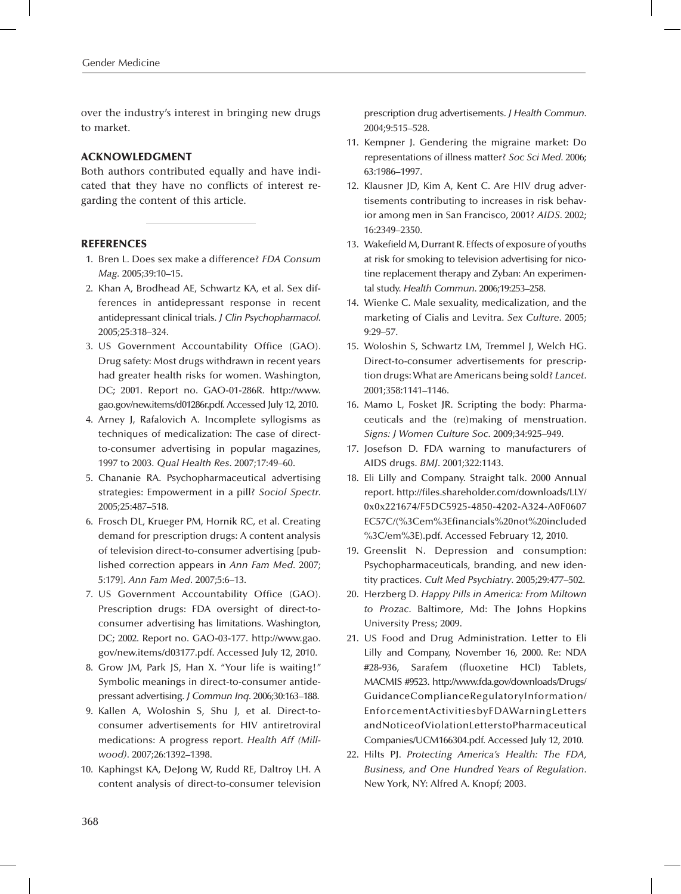over the industry's interest in bringing new drugs to market.

## ACKNOWLEDGMENT

Both authors contributed equally and have indicated that they have no conflicts of interest regarding the content of this article.

## REFERENCES

1. Bren L. Does sex make a difference? *FDA Consum Mag*. 2005;39:10–15.
2. Khan A, Brodhead AE, Schwartz KA, et al. Sex differences in antidepressant response in recent antidepressant clinical trials. *J Clin Psychopharmacol*. 2005;25:318–324.
3. US Government Accountability Office (GAO). Drug safety: Most drugs withdrawn in recent years had greater health risks for women. Washington, DC; 2001. Report no. GAO-01-286R. http://www.gao.gov/new.items/d01286r.pdf. Accessed July 12, 2010.
4. Arney J, Rafalovich A. Incomplete syllogisms as techniques of medicalization: The case of direct-to-consumer advertising in popular magazines, 1997 to 2003. *Qual Health Res*. 2007;17:49–60.
5. Chananie RA. Psychopharmaceutical advertising strategies: Empowerment in a pill? *Sociol Spectr*. 2005;25:487–518.
6. Frosch DL, Krueger PM, Hornik RC, et al. Creating demand for prescription drugs: A content analysis of television direct-to-consumer advertising [published correction appears in *Ann Fam Med*. 2007; 5:179]. *Ann Fam Med*. 2007;5:6–13.
7. US Government Accountability Office (GAO). Prescription drugs: FDA oversight of direct-to-consumer advertising has limitations. Washington, DC; 2002. Report no. GAO-03-177. http://www.gao.gov/new.items/d03177.pdf. Accessed July 12, 2010.
8. Grow JM, Park JS, Han X. "Your life is waiting!" Symbolic meanings in direct-to-consumer antidepressant advertising. *J Commun Inq*. 2006;30:163–188.
9. Kallen A, Woloshin S, Shu J, et al. Direct-to-consumer advertisements for HIV antiretroviral medications: A progress report. *Health Aff (Millwood)*. 2007;26:1392–1398.
10. Kaphingst KA, DeJong W, Rudd RE, Daltroy LH. A content analysis of direct-to-consumer television prescription drug advertisements. *J Health Commun*. 2004;9:515–528.
11. Kempner J. Gendering the migraine market: Do representations of illness matter? *Soc Sci Med*. 2006; 63:1986–1997.
12. Klausner JD, Kim A, Kent C. Are HIV drug advertisements contributing to increases in risk behavior among men in San Francisco, 2001? *AIDS*. 2002; 16:2349–2350.
13. Wakefield M, Durrant R. Effects of exposure of youths at risk for smoking to television advertising for nicotine replacement therapy and Zyban: An experimental study. *Health Commun*. 2006;19:253–258.
14. Wienke C. Male sexuality, medicalization, and the marketing of Cialis and Levitra. *Sex Culture*. 2005; 9:29–57.
15. Woloshin S, Schwartz LM, Tremmel J, Welch HG. Direct-to-consumer advertisements for prescription drugs: What are Americans being sold? *Lancet*. 2001;358:1141–1146.
16. Mamo L, Fosket JR. Scripting the body: Pharmaceuticals and the (re)making of menstruation. *Signs: J Women Culture Soc*. 2009;34:925–949.
17. Josefson D. FDA warning to manufacturers of AIDS drugs. *BMJ*. 2001;322:1143.
18. Eli Lilly and Company. Straight talk. 2000 Annual report. http://files.shareholder.com/downloads/LLY/0x0x221674/F5DC5925-4850-4202-A324-A0F0607EC57C/(%3Cem%3Efinancials%20not%20included%3C/em%3E).pdf. Accessed February 12, 2010.
19. Greenslit N. Depression and consumption: Psychopharmaceuticals, branding, and new identity practices. *Cult Med Psychiatry*. 2005;29:477–502.
20. Herzberg D. *Happy Pills in America: From Miltown to Prozac*. Baltimore, Md: The Johns Hopkins University Press; 2009.
21. US Food and Drug Administration. Letter to Eli Lilly and Company, November 16, 2000. Re: NDA #28-936, Sarafem (fluoxetine HCl) Tablets, MACMIS #9523. http://www.fda.gov/downloads/Drugs/GuidanceComplianceRegulatoryInformation/EnforcementActivitiesbyFDAWarningLettersandNoticeofViolationLetterstoPharmaceuticalCompanies/UCM166304.pdf. Accessed July 12, 2010.
22. Hilts PJ. *Protecting America's Health: The FDA, Business, and One Hundred Years of Regulation*. New York, NY: Alfred A. Knopf; 2003.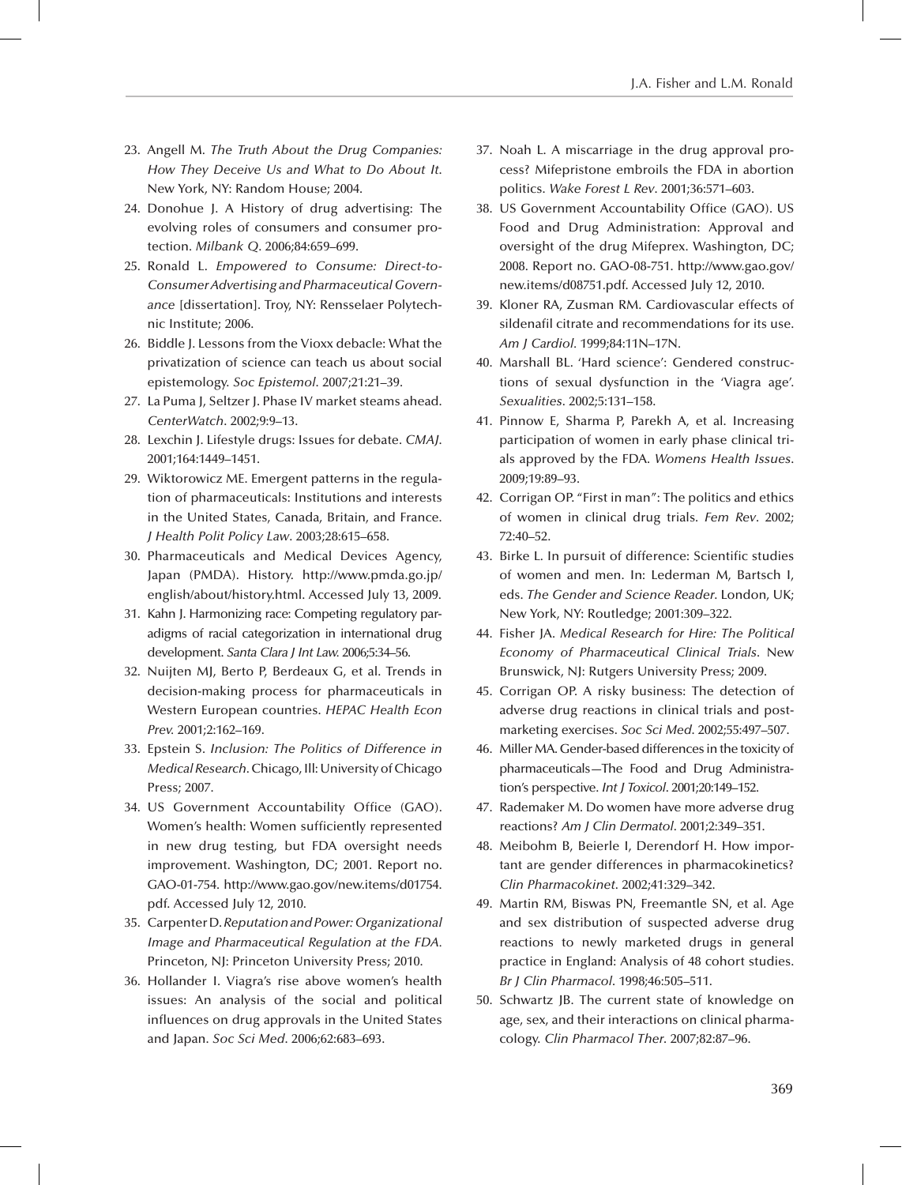23. Angell M. *The Truth About the Drug Companies: How They Deceive Us and What to Do About It.* New York, NY: Random House; 2004.
24. Donohue J. A History of drug advertising: The evolving roles of consumers and consumer protection. *Milbank Q*. 2006;84:659–699.
25. Ronald L. *Empowered to Consume: Direct-to-Consumer Advertising and Pharmaceutical Governance* [dissertation]. Troy, NY: Rensselaer Polytechnic Institute; 2006.
26. Biddle J. Lessons from the Vioxx debacle: What the privatization of science can teach us about social epistemology. *Soc Epistemol*. 2007;21:21–39.
27. La Puma J, Seltzer J. Phase IV market steams ahead. *CenterWatch*. 2002;9:9–13.
28. Lexchin J. Lifestyle drugs: Issues for debate. *CMAJ*. 2001;164:1449–1451.
29. Wiktorowicz ME. Emergent patterns in the regulation of pharmaceuticals: Institutions and interests in the United States, Canada, Britain, and France. *J Health Polit Policy Law*. 2003;28:615–658.
30. Pharmaceuticals and Medical Devices Agency, Japan (PMDA). History. http://www.pmda.go.jp/english/about/history.html. Accessed July 13, 2009.
31. Kahn J. Harmonizing race: Competing regulatory paradigms of racial categorization in international drug development. *Santa Clara J Int Law*. 2006;5:34–56.
32. Nuijten MJ, Berto P, Berdeaux G, et al. Trends in decision-making process for pharmaceuticals in Western European countries. *HEPAC Health Econ Prev*. 2001;2:162–169.
33. Epstein S. *Inclusion: The Politics of Difference in Medical Research*. Chicago, Ill: University of Chicago Press; 2007.
34. US Government Accountability Office (GAO). Women's health: Women sufficiently represented in new drug testing, but FDA oversight needs improvement. Washington, DC; 2001. Report no. GAO-01-754. http://www.gao.gov/new.items/d01754.pdf. Accessed July 12, 2010.
35. Carpenter D. *Reputation and Power: Organizational Image and Pharmaceutical Regulation at the FDA*. Princeton, NJ: Princeton University Press; 2010.
36. Hollander I. Viagra's rise above women's health issues: An analysis of the social and political influences on drug approvals in the United States and Japan. *Soc Sci Med*. 2006;62:683–693.
37. Noah L. A miscarriage in the drug approval process? Mifepristone embroils the FDA in abortion politics. *Wake Forest L Rev*. 2001;36:571–603.
38. US Government Accountability Office (GAO). US Food and Drug Administration: Approval and oversight of the drug Mifeprex. Washington, DC; 2008. Report no. GAO-08-751. http://www.gao.gov/new.items/d08751.pdf. Accessed July 12, 2010.
39. Kloner RA, Zusman RM. Cardiovascular effects of sildenafil citrate and recommendations for its use. *Am J Cardiol*. 1999;84:11N–17N.
40. Marshall BL. 'Hard science': Gendered constructions of sexual dysfunction in the 'Viagra age'. *Sexualities*. 2002;5:131–158.
41. Pinnow E, Sharma P, Parekh A, et al. Increasing participation of women in early phase clinical trials approved by the FDA. *Womens Health Issues*. 2009;19:89–93.
42. Corrigan OP. "First in man": The politics and ethics of women in clinical drug trials. *Fem Rev*. 2002; 72:40–52.
43. Birke L. In pursuit of difference: Scientific studies of women and men. In: Lederman M, Bartsch I, eds. *The Gender and Science Reader*. London, UK; New York, NY: Routledge; 2001:309–322.
44. Fisher JA. *Medical Research for Hire: The Political Economy of Pharmaceutical Clinical Trials*. New Brunswick, NJ: Rutgers University Press; 2009.
45. Corrigan OP. A risky business: The detection of adverse drug reactions in clinical trials and post-marketing exercises. *Soc Sci Med*. 2002;55:497–507.
46. Miller MA. Gender-based differences in the toxicity of pharmaceuticals—The Food and Drug Administration's perspective. *Int J Toxicol*. 2001;20:149–152.
47. Rademaker M. Do women have more adverse drug reactions? *Am J Clin Dermatol*. 2001;2:349–351.
48. Meibohm B, Beierle I, Derendorf H. How important are gender differences in pharmacokinetics? *Clin Pharmacokinet*. 2002;41:329–342.
49. Martin RM, Biswas PN, Freemantle SN, et al. Age and sex distribution of suspected adverse drug reactions to newly marketed drugs in general practice in England: Analysis of 48 cohort studies. *Br J Clin Pharmacol*. 1998;46:505–511.
50. Schwartz JB. The current state of knowledge on age, sex, and their interactions on clinical pharmacology. *Clin Pharmacol Ther*. 2007;82:87–96.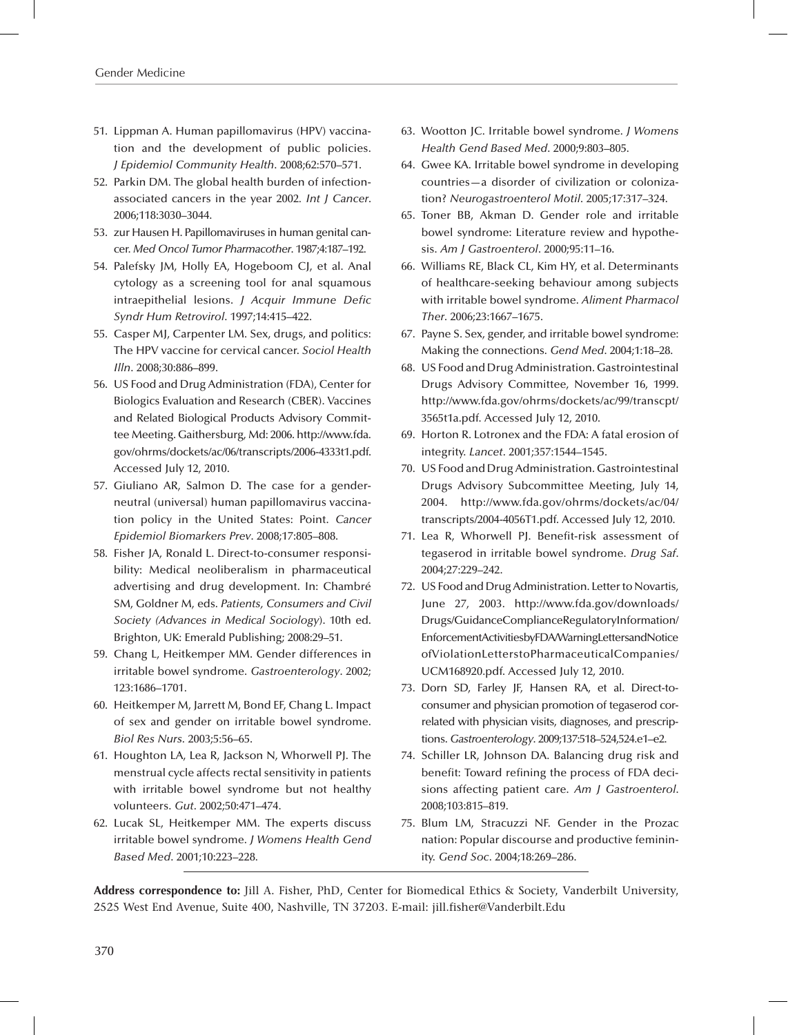51. Lippman A. Human papillomavirus (HPV) vaccination and the development of public policies. *J Epidemiol Community Health*. 2008;62:570–571.
52. Parkin DM. The global health burden of infection-associated cancers in the year 2002. *Int J Cancer*. 2006;118:3030–3044.
53. zur Hausen H. Papillomaviruses in human genital cancer. *Med Oncol Tumor Pharmacother*. 1987;4:187–192.
54. Palefsky JM, Holly EA, Hogeboom CJ, et al. Anal cytology as a screening tool for anal squamous intraepithelial lesions. *J Acquir Immune Defic Syndr Hum Retrovirol*. 1997;14:415–422.
55. Casper MJ, Carpenter LM. Sex, drugs, and politics: The HPV vaccine for cervical cancer. *Sociol Health Illn*. 2008;30:886–899.
56. US Food and Drug Administration (FDA), Center for Biologics Evaluation and Research (CBER). Vaccines and Related Biological Products Advisory Committee Meeting. Gaithersburg, Md: 2006. http://www.fda.gov/ohrms/dockets/ac/06/transcripts/2006-4333t1.pdf. Accessed July 12, 2010.
57. Giuliano AR, Salmon D. The case for a gender-neutral (universal) human papillomavirus vaccination policy in the United States: Point. *Cancer Epidemiol Biomarkers Prev*. 2008;17:805–808.
58. Fisher JA, Ronald L. Direct-to-consumer responsibility: Medical neoliberalism in pharmaceutical advertising and drug development. In: Chambré SM, Goldner M, eds. *Patients, Consumers and Civil Society (Advances in Medical Sociology)*. 10th ed. Brighton, UK: Emerald Publishing; 2008:29–51.
59. Chang L, Heitkemper MM. Gender differences in irritable bowel syndrome. *Gastroenterology*. 2002;123:1686–1701.
60. Heitkemper M, Jarrett M, Bond EF, Chang L. Impact of sex and gender on irritable bowel syndrome. *Biol Res Nurs*. 2003;5:56–65.
61. Houghton LA, Lea R, Jackson N, Whorwell PJ. The menstrual cycle affects rectal sensitivity in patients with irritable bowel syndrome but not healthy volunteers. *Gut*. 2002;50:471–474.
62. Lucak SL, Heitkemper MM. The experts discuss irritable bowel syndrome. *J Womens Health Gend Based Med*. 2001;10:223–228.
63. Wootton JC. Irritable bowel syndrome. *J Womens Health Gend Based Med*. 2000;9:803–805.
64. Gwee KA. Irritable bowel syndrome in developing countries—a disorder of civilization or colonization? *Neurogastroenterol Motil*. 2005;17:317–324.
65. Toner BB, Akman D. Gender role and irritable bowel syndrome: Literature review and hypothesis. *Am J Gastroenterol*. 2000;95:11–16.
66. Williams RE, Black CL, Kim HY, et al. Determinants of healthcare-seeking behaviour among subjects with irritable bowel syndrome. *Aliment Pharmacol Ther*. 2006;23:1667–1675.
67. Payne S. Sex, gender, and irritable bowel syndrome: Making the connections. *Gend Med*. 2004;1:18–28.
68. US Food and Drug Administration. Gastrointestinal Drugs Advisory Committee, November 16, 1999. http://www.fda.gov/ohrms/dockets/ac/99/transcpt/3565t1a.pdf. Accessed July 12, 2010.
69. Horton R. Lotronex and the FDA: A fatal erosion of integrity. *Lancet*. 2001;357:1544–1545.
70. US Food and Drug Administration. Gastrointestinal Drugs Advisory Subcommittee Meeting, July 14, 2004. http://www.fda.gov/ohrms/dockets/ac/04/transcripts/2004-4056T1.pdf. Accessed July 12, 2010.
71. Lea R, Whorwell PJ. Benefit-risk assessment of tegaserod in irritable bowel syndrome. *Drug Saf*. 2004;27:229–242.
72. US Food and Drug Administration. Letter to Novartis, June 27, 2003. http://www.fda.gov/downloads/Drugs/GuidanceComplianceRegulatoryInformation/EnforcementActivitiesbyFDA/WarningLettersandNoticeofViolationLetterstoPharmaceuticalCompanies/UCM168920.pdf. Accessed July 12, 2010.
73. Dorn SD, Farley JF, Hansen RA, et al. Direct-to-consumer and physician promotion of tegaserod correlated with physician visits, diagnoses, and prescriptions. *Gastroenterology*. 2009;137:518–524,524.e1–e2.
74. Schiller LR, Johnson DA. Balancing drug risk and benefit: Toward refining the process of FDA decisions affecting patient care. *Am J Gastroenterol*. 2008;103:815–819.
75. Blum LM, Stracuzzi NF. Gender in the Prozac nation: Popular discourse and productive femininity. *Gend Soc*. 2004;18:269–286.

**Address correspondence to:** Jill A. Fisher, PhD, Center for Biomedical Ethics & Society, Vanderbilt University, 2525 West End Avenue, Suite 400, Nashville, TN 37203. E-mail: jill.fisher@Vanderbilt.Edu